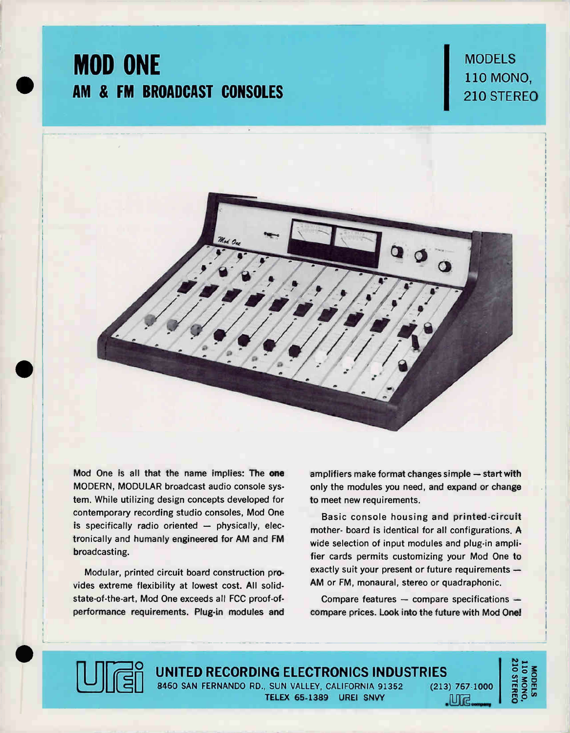# MOD ONE

## AM & FM BROADCAST CONSOLES

MODELS
110 MONO,
210 STEREO

Mod One is all that the name implies: The **one** MODERN, MODULAR broadcast audio console system. While utilizing design concepts developed for contemporary recording studio consoles, Mod One is specifically radio oriented — physically, electronically and humanly engineered for AM and FM broadcasting.

Modular, printed circuit board construction provides extreme flexibility at lowest cost. All solid-state-of-the-art, Mod One exceeds all FCC proof-of-performance requirements. Plug-in modules and amplifiers make format changes simple — start with only the modules you need, and expand or change to meet new requirements.

Basic console housing and printed-circuit mother- board is identical for all configurations. A wide selection of input modules and plug-in amplifier cards permits customizing your Mod One to exactly suit your present or future requirements — AM or FM, monaural, stereo or quadraphonic.

Compare features — compare specifications — compare prices. Look into the future with Mod One!

**UNITED RECORDING ELECTRONICS INDUSTRIES**
8460 SAN FERNANDO RD., SUN VALLEY, CALIFORNIA 91352 (213) 767-1000
TELEX 65-1389 UREI SNVY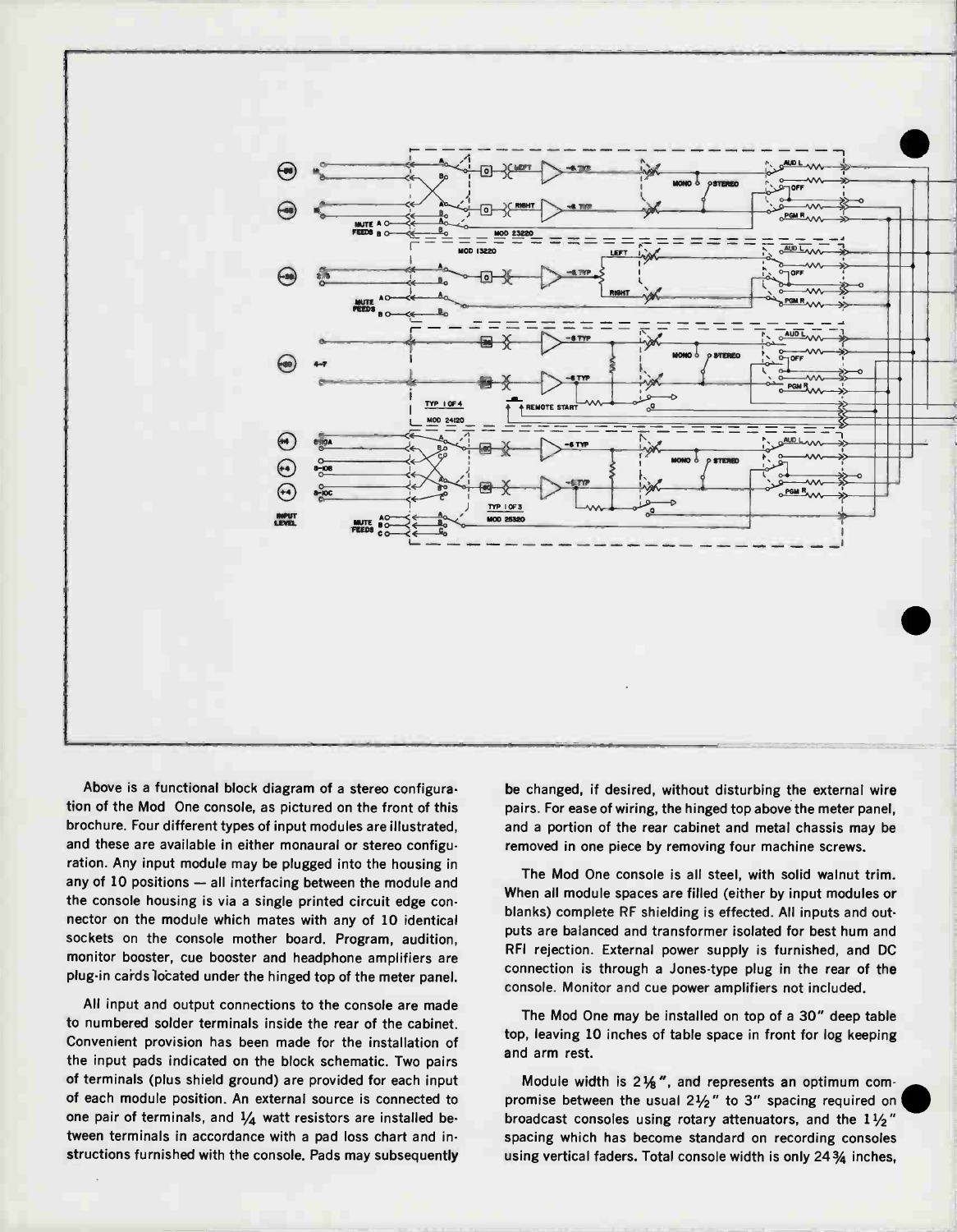Above is a functional block diagram of a stereo configuration of the Mod One console, as pictured on the front of this brochure. Four different types of input modules are illustrated, and these are available in either monaural or stereo configuration. Any input module may be plugged into the housing in any of 10 positions — all interfacing between the module and the console housing is via a single printed circuit edge connector on the module which mates with any of 10 identical sockets on the console mother board. Program, audition, monitor booster, cue booster and headphone amplifiers are plug-in cards located under the hinged top of the meter panel.

All input and output connections to the console are made to numbered solder terminals inside the rear of the cabinet. Convenient provision has been made for the installation of the input pads indicated on the block schematic. Two pairs of terminals (plus shield ground) are provided for each input of each module position. An external source is connected to one pair of terminals, and 1/4 watt resistors are installed between terminals in accordance with a pad loss chart and instructions furnished with the console. Pads may subsequently be changed, if desired, without disturbing the external wire pairs. For ease of wiring, the hinged top above the meter panel, and a portion of the rear cabinet and metal chassis may be removed in one piece by removing four machine screws.

The Mod One console is all steel, with solid walnut trim. When all module spaces are filled (either by input modules or blanks) complete RF shielding is effected. All inputs and outputs are balanced and transformer isolated for best hum and RFI rejection. External power supply is furnished, and DC connection is through a Jones-type plug in the rear of the console. Monitor and cue power amplifiers not included.

The Mod One may be installed on top of a 30" deep table top, leaving 10 inches of table space in front for log keeping and arm rest.

Module width is 2 1/8", and represents an optimum compromise between the usual 2 1/2" to 3" spacing required on broadcast consoles using rotary attenuators, and the 1 1/2" spacing which has become standard on recording consoles using vertical faders. Total console width is only 24 3/4 inches,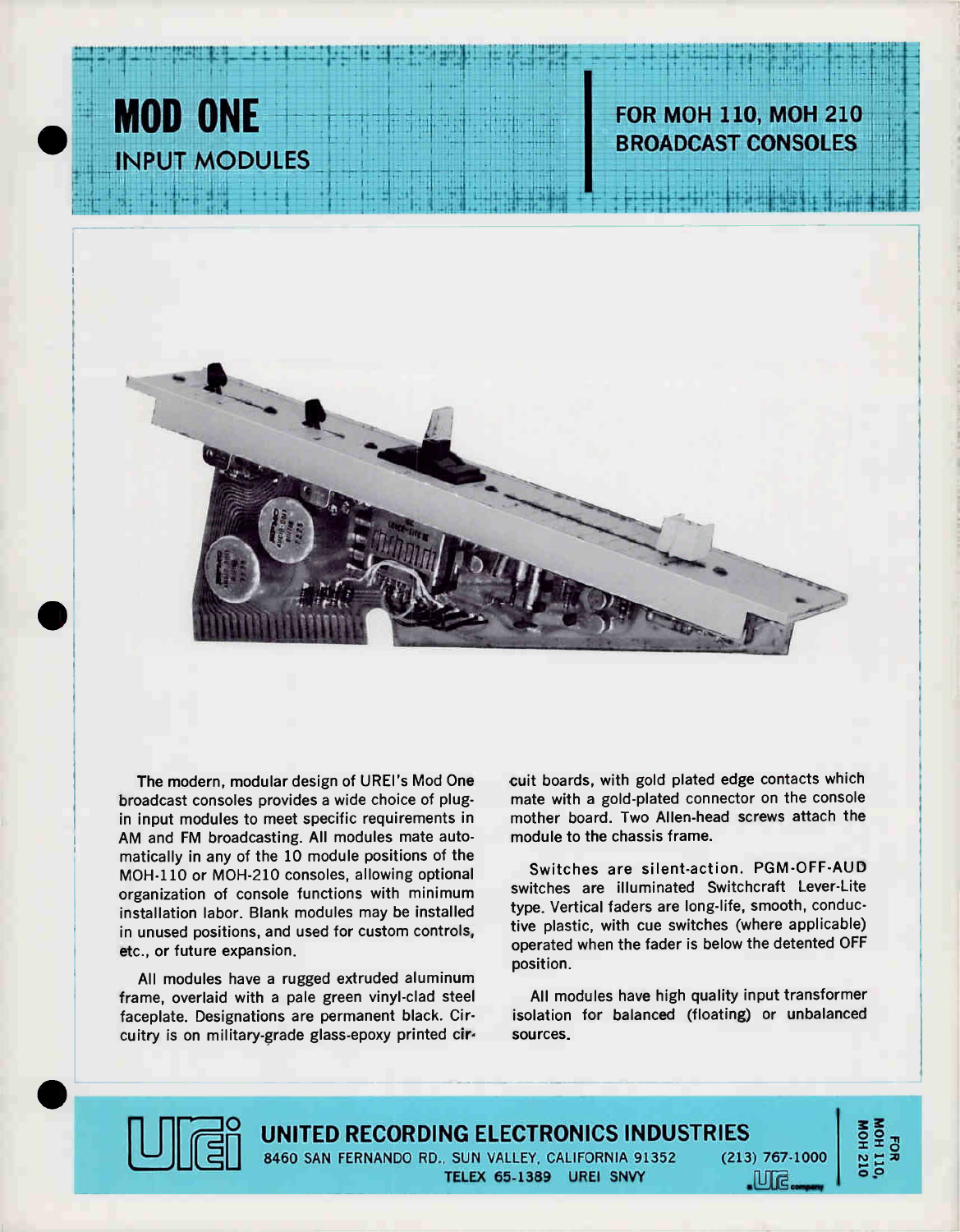# MOD ONE

## INPUT MODULES

## FOR MOH 110, MOH 210 BROADCAST CONSOLES

The modern, modular design of UREI's Mod One broadcast consoles provides a wide choice of plug-in input modules to meet specific requirements in AM and FM broadcasting. All modules mate automatically in any of the 10 module positions of the MOH-110 or MOH-210 consoles, allowing optional organization of console functions with minimum installation labor. Blank modules may be installed in unused positions, and used for custom controls, etc., or future expansion.

All modules have a rugged extruded aluminum frame, overlaid with a pale green vinyl-clad steel faceplate. Designations are permanent black. Circuitry is on military-grade glass-epoxy printed circuit boards, with gold plated edge contacts which mate with a gold-plated connector on the console mother board. Two Allen-head screws attach the module to the chassis frame.

Switches are silent-action. PGM-OFF-AUD switches are illuminated Switchcraft Lever-Lite type. Vertical faders are long-life, smooth, conductive plastic, with cue switches (where applicable) operated when the fader is below the detented OFF position.

All modules have high quality input transformer isolation for balanced (floating) or unbalanced sources.

**UNITED RECORDING ELECTRONICS INDUSTRIES**
8460 SAN FERNANDO RD., SUN VALLEY, CALIFORNIA 91352 (213) 767-1000
TELEX 65-1389 UREI SNVY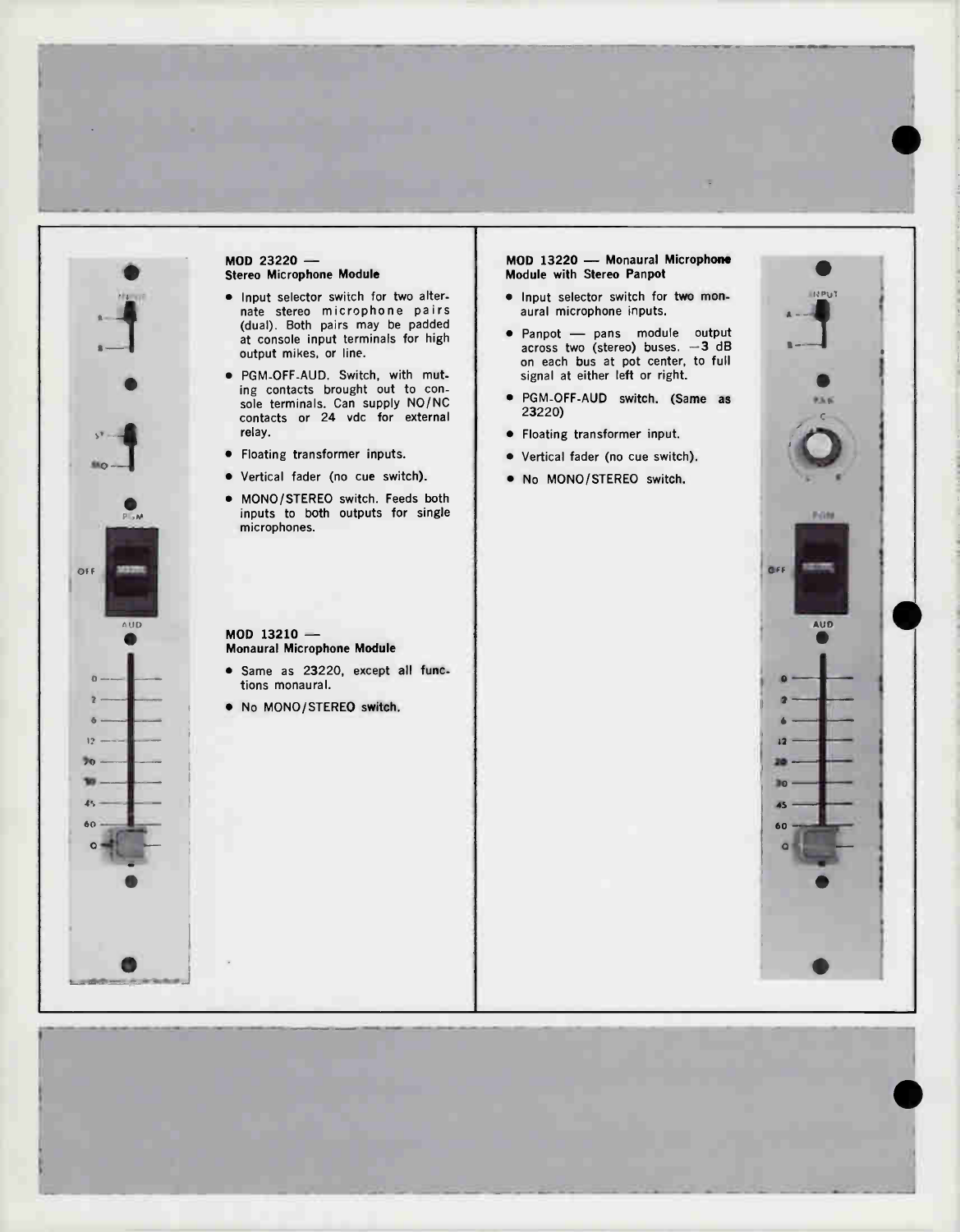### MOD 23220 — Stereo Microphone Module

- Input selector switch for two alternate stereo microphone pairs (dual). Both pairs may be padded at console input terminals for high output mikes, or line.
- PGM-OFF-AUD. Switch, with muting contacts brought out to console terminals. Can supply NO/NC contacts or 24 vdc for external relay.
- Floating transformer inputs.
- Vertical fader (no cue switch).
- MONO/STEREO switch. Feeds both inputs to both outputs for single microphones.

### MOD 13210 — Monaural Microphone Module

- Same as 23220, except all functions monaural.
- No MONO/STEREO switch.

### MOD 13220 — Monaural Microphone Module with Stereo Panpot

- Input selector switch for two monaural microphone inputs.
- Panpot — pans module output across two (stereo) buses. −3 dB on each bus at pot center, to full signal at either left or right.
- PGM-OFF-AUD switch. (Same as 23220)
- Floating transformer input.
- Vertical fader (no cue switch).
- No MONO/STEREO switch.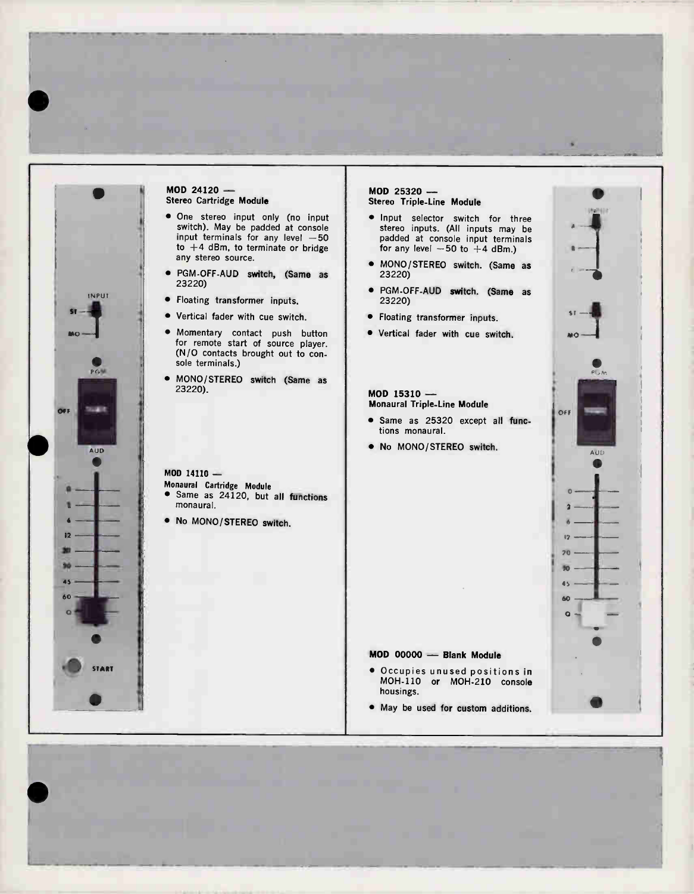**MOD 24120 —**
**Stereo Cartridge Module**

- One stereo input only (no input switch). May be padded at console input terminals for any level −50 to +4 dBm, to terminate or bridge any stereo source.
- PGM-OFF-AUD switch, (Same as 23220)
- Floating transformer inputs.
- Vertical fader with cue switch.
- Momentary contact push button for remote start of source player. (N/O contacts brought out to console terminals.)
- MONO/STEREO switch (Same as 23220).

**MOD 14110 —**
**Monaural Cartridge Module**

- Same as 24120, but all functions monaural.
- No MONO/STEREO switch.

**MOD 25320 —**
**Stereo Triple-Line Module**

- Input selector switch for three stereo inputs. (All inputs may be padded at console input terminals for any level −50 to +4 dBm.)
- MONO/STEREO switch. (Same as 23220)
- PGM-OFF-AUD switch. (Same as 23220)
- Floating transformer inputs.
- Vertical fader with cue switch.

**MOD 15310 —**
**Monaural Triple-Line Module**

- Same as 25320 except all functions monaural.
- No MONO/STEREO switch.

**MOD 00000 — Blank Module**

- Occupies unused positions in MOH-110 or MOH-210 console housings.
- May be used for custom additions.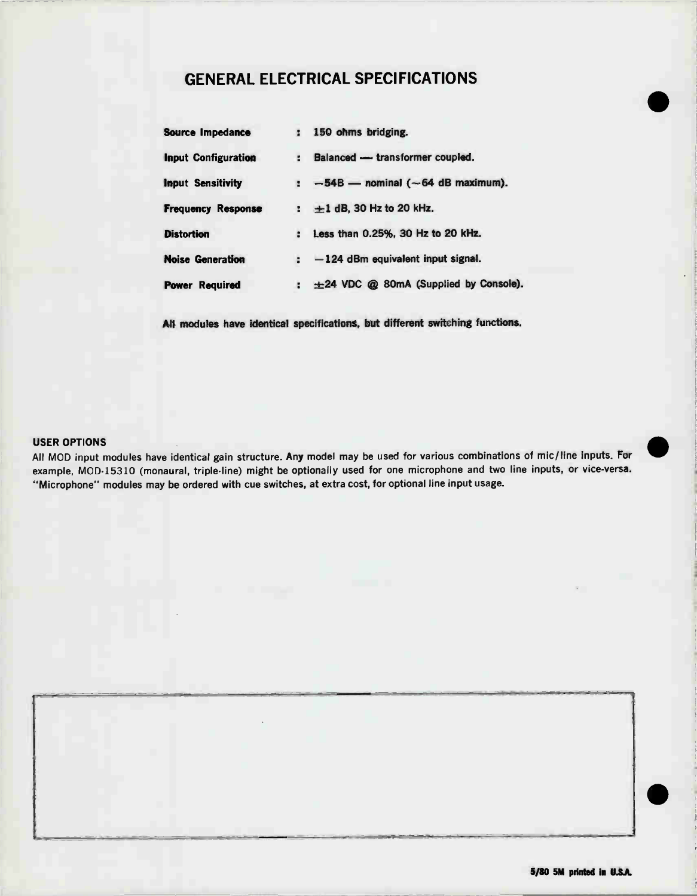# GENERAL ELECTRICAL SPECIFICATIONS

| | | |
|---|---|---|
| **Source Impedance** | : | **150 ohms bridging.** |
| **Input Configuration** | : | **Balanced — transformer coupled.** |
| **Input Sensitivity** | : | **−54B — nominal (−64 dB maximum).** |
| **Frequency Response** | : | **±1 dB, 30 Hz to 20 kHz.** |
| **Distortion** | : | **Less than 0.25%, 30 Hz to 20 kHz.** |
| **Noise Generation** | : | **−124 dBm equivalent input signal.** |
| **Power Required** | : | **±24 VDC @ 80mA (Supplied by Console).** |

**All modules have identical specifications, but different switching functions.**

### USER OPTIONS

All MOD input modules have identical gain structure. Any model may be used for various combinations of mic/line inputs. For example, MOD-15310 (monaural, triple-line) might be optionally used for one microphone and two line inputs, or vice-versa. "Microphone" modules may be ordered with cue switches, at extra cost, for optional line input usage.

**5/80 5M printed in U.S.A.**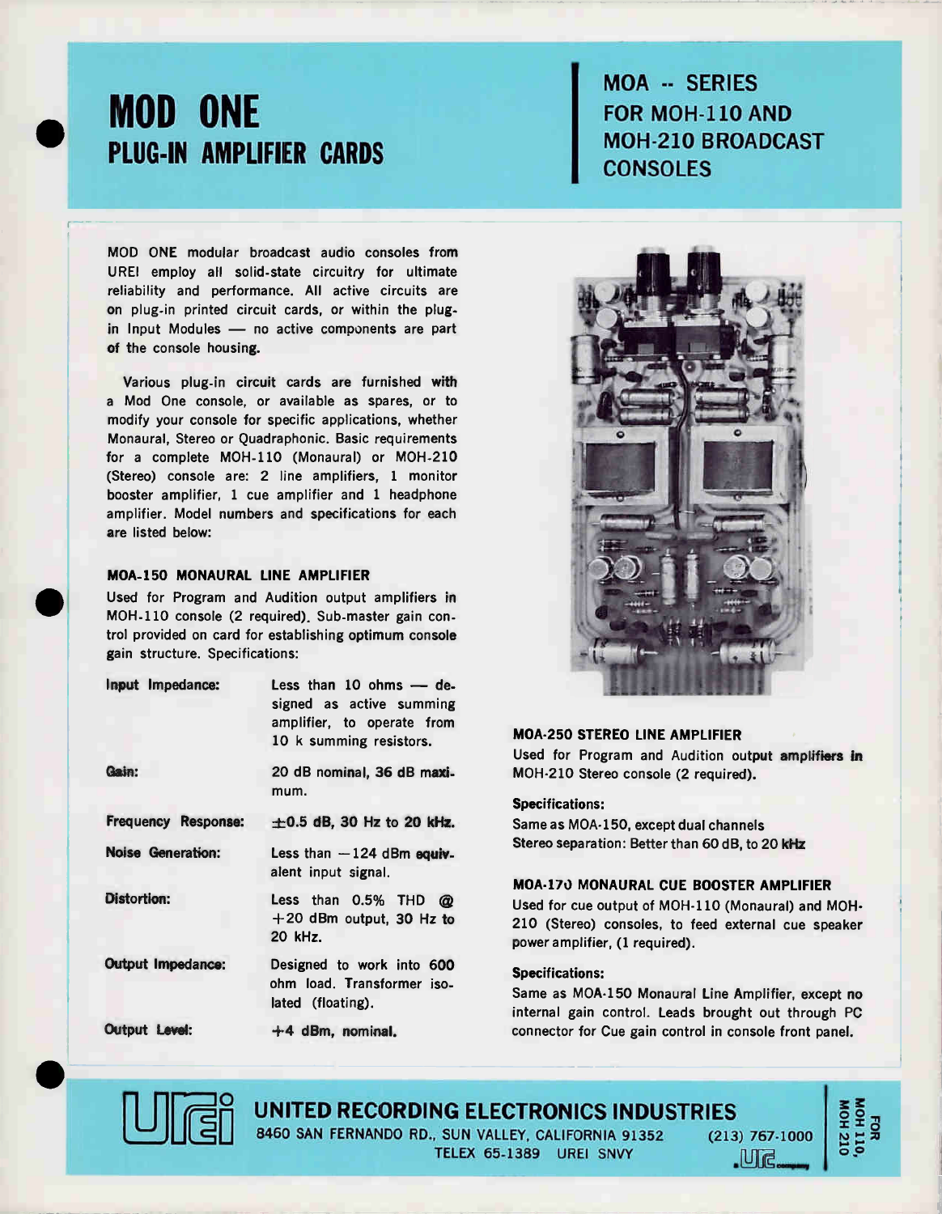# MOD ONE

## PLUG-IN AMPLIFIER CARDS

MOA -- SERIES FOR MOH-110 AND MOH-210 BROADCAST CONSOLES

MOD ONE modular broadcast audio consoles from UREI employ all solid-state circuitry for ultimate reliability and performance. All active circuits are on plug-in printed circuit cards, or within the plug-in Input Modules — no active components are part of the console housing.

Various plug-in circuit cards are furnished with a Mod One console, or available as spares, or to modify your console for specific applications, whether Monaural, Stereo or Quadraphonic. Basic requirements for a complete MOH-110 (Monaural) or MOH-210 (Stereo) console are: 2 line amplifiers, 1 monitor booster amplifier, 1 cue amplifier and 1 headphone amplifier. Model numbers and specifications for each are listed below:

### MOA-150 MONAURAL LINE AMPLIFIER

Used for Program and Audition output amplifiers in MOH-110 console (2 required). Sub-master gain control provided on card for establishing optimum console gain structure. Specifications:

| | |
|---|---|
| **Input Impedance:** | Less than 10 ohms — designed as active summing amplifier, to operate from 10 k summing resistors. |
| **Gain:** | 20 dB nominal, 36 dB maximum. |
| **Frequency Response:** | ±0.5 dB, 30 Hz to 20 kHz. |
| **Noise Generation:** | Less than −124 dBm equivalent input signal. |
| **Distortion:** | Less than 0.5% THD @ +20 dBm output, 30 Hz to 20 kHz. |
| **Output Impedance:** | Designed to work into 600 ohm load. Transformer isolated (floating). |
| **Output Level:** | +4 dBm, nominal. |

### MOA-250 STEREO LINE AMPLIFIER

Used for Program and Audition output amplifiers in MOH-210 Stereo console (2 required).

**Specifications:**

Same as MOA-150, except dual channels
Stereo separation: Better than 60 dB, to 20 kHz

### MOA-170 MONAURAL CUE BOOSTER AMPLIFIER

Used for cue output of MOH-110 (Monaural) and MOH-210 (Stereo) consoles, to feed external cue speaker power amplifier, (1 required).

**Specifications:**

Same as MOA-150 Monaural Line Amplifier, except no internal gain control. Leads brought out through PC connector for Cue gain control in console front panel.

**UNITED RECORDING ELECTRONICS INDUSTRIES**
8460 SAN FERNANDO RD., SUN VALLEY, CALIFORNIA 91352 (213) 767-1000
TELEX 65-1389 UREI SNVY

FOR MOH 110, MOH 210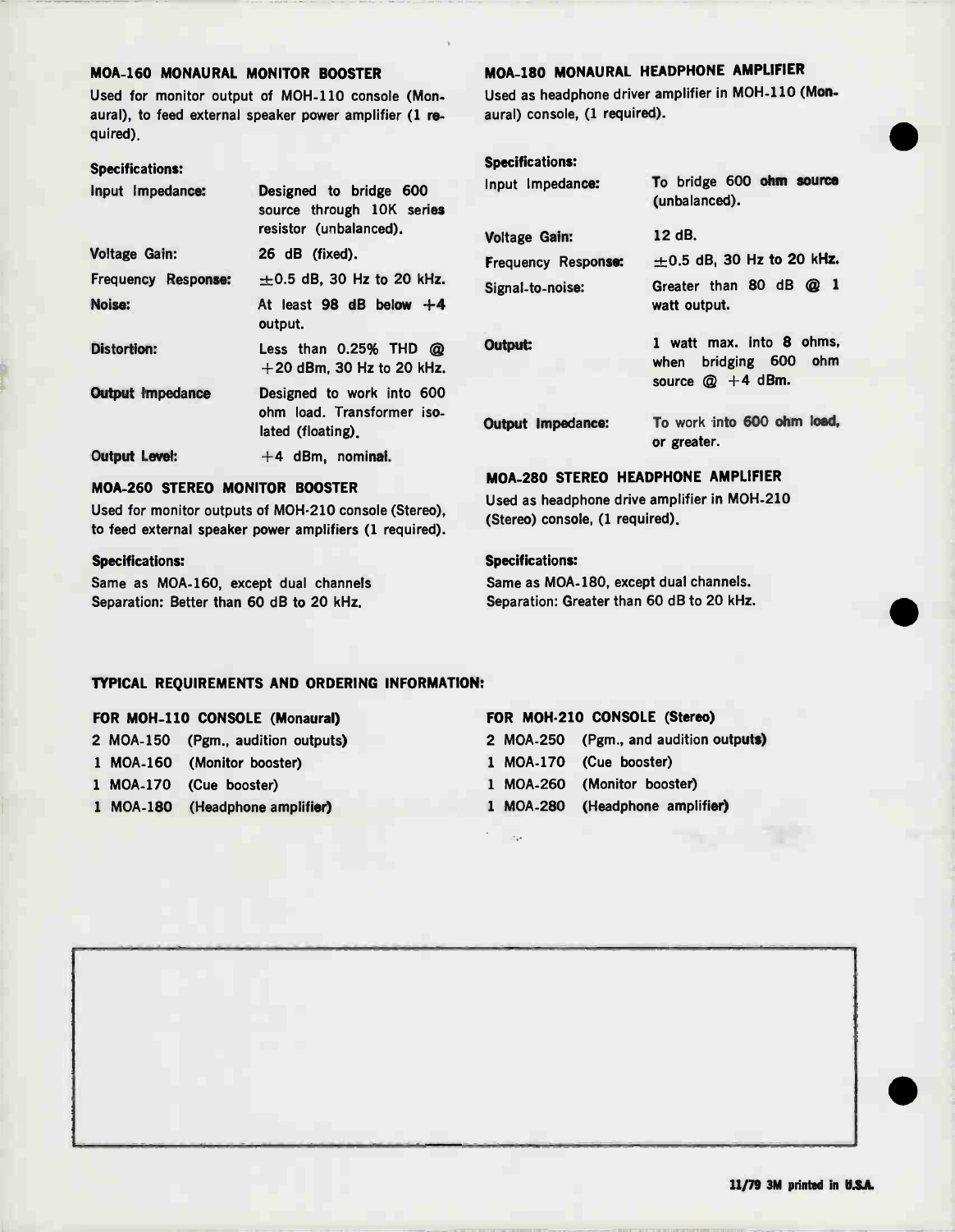## MOA-160 MONAURAL MONITOR BOOSTER

Used for monitor output of MOH-110 console (Monaural), to feed external speaker power amplifier (1 required).

**Specifications:**

| | |
|---|---|
| **Input Impedance:** | Designed to bridge 600 source through 10K series resistor (unbalanced). |
| **Voltage Gain:** | 26 dB (fixed). |
| **Frequency Response:** | ±0.5 dB, 30 Hz to 20 kHz. |
| **Noise:** | At least 98 dB below +4 output. |
| **Distortion:** | Less than 0.25% THD @ +20 dBm, 30 Hz to 20 kHz. |
| **Output Impedance** | Designed to work into 600 ohm load. Transformer isolated (floating). |
| **Output Level:** | +4 dBm, nominal. |

## MOA-260 STEREO MONITOR BOOSTER

Used for monitor outputs of MOH-210 console (Stereo), to feed external speaker power amplifiers (1 required).

**Specifications:**

Same as MOA-160, except dual channels
Separation: Better than 60 dB to 20 kHz.

## MOA-180 MONAURAL HEADPHONE AMPLIFIER

Used as headphone driver amplifier in MOH-110 (Monaural) console, (1 required).

**Specifications:**

| | |
|---|---|
| **Input Impedance:** | To bridge 600 ohm source (unbalanced). |
| **Voltage Gain:** | 12 dB. |
| **Frequency Response:** | ±0.5 dB, 30 Hz to 20 kHz. |
| **Signal-to-noise:** | Greater than 80 dB @ 1 watt output. |
| **Output:** | 1 watt max. into 8 ohms, when bridging 600 ohm source @ +4 dBm. |
| **Output Impedance:** | To work into 600 ohm load, or greater. |

## MOA-280 STEREO HEADPHONE AMPLIFIER

Used as headphone drive amplifier in MOH-210 (Stereo) console, (1 required).

**Specifications:**

Same as MOA-180, except dual channels.
Separation: Greater than 60 dB to 20 kHz.

## TYPICAL REQUIREMENTS AND ORDERING INFORMATION:

**FOR MOH-110 CONSOLE (Monaural)**

- 2 MOA-150 (Pgm., audition outputs)
- 1 MOA-160 (Monitor booster)
- 1 MOA-170 (Cue booster)
- 1 MOA-180 (Headphone amplifier)

**FOR MOH-210 CONSOLE (Stereo)**

- 2 MOA-250 (Pgm., and audition outputs)
- 1 MOA-170 (Cue booster)
- 1 MOA-260 (Monitor booster)
- 1 MOA-280 (Headphone amplifier)

11/79 3M printed in U.S.A.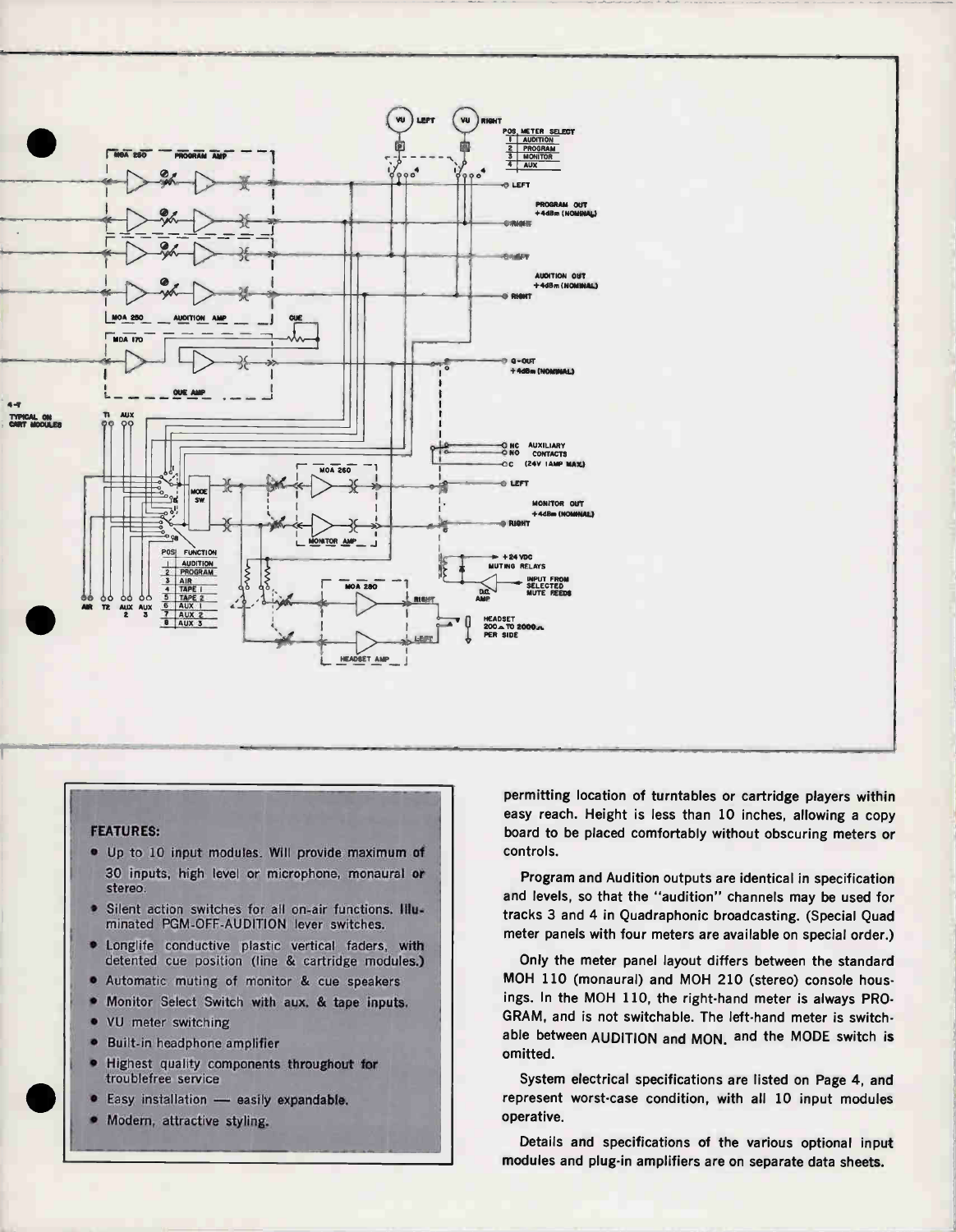**FEATURES:**

- Up to 10 input modules. Will provide maximum of 30 inputs, high level or microphone, monaural or stereo.
- Silent action switches for all on-air functions. Illuminated PGM-OFF-AUDITION lever switches.
- Longlife conductive plastic vertical faders, with detented cue position (line & cartridge modules.)
- Automatic muting of monitor & cue speakers
- Monitor Select Switch with aux. & tape inputs.
- VU meter switching
- Built-in headphone amplifier
- Highest quality components throughout for troublefree service
- Easy installation — easily expandable.
- Modern, attractive styling.

permitting location of turntables or cartridge players within easy reach. Height is less than 10 inches, allowing a copy board to be placed comfortably without obscuring meters or controls.

Program and Audition outputs are identical in specification and levels, so that the "audition" channels may be used for tracks 3 and 4 in Quadraphonic broadcasting. (Special Quad meter panels with four meters are available on special order.)

Only the meter panel layout differs between the standard MOH 110 (monaural) and MOH 210 (stereo) console housings. In the MOH 110, the right-hand meter is always PROGRAM, and is not switchable. The left-hand meter is switchable between AUDITION and MON. and the MODE switch is omitted.

System electrical specifications are listed on Page 4, and represent worst-case condition, with all 10 input modules operative.

Details and specifications of the various optional input modules and plug-in amplifiers are on separate data sheets.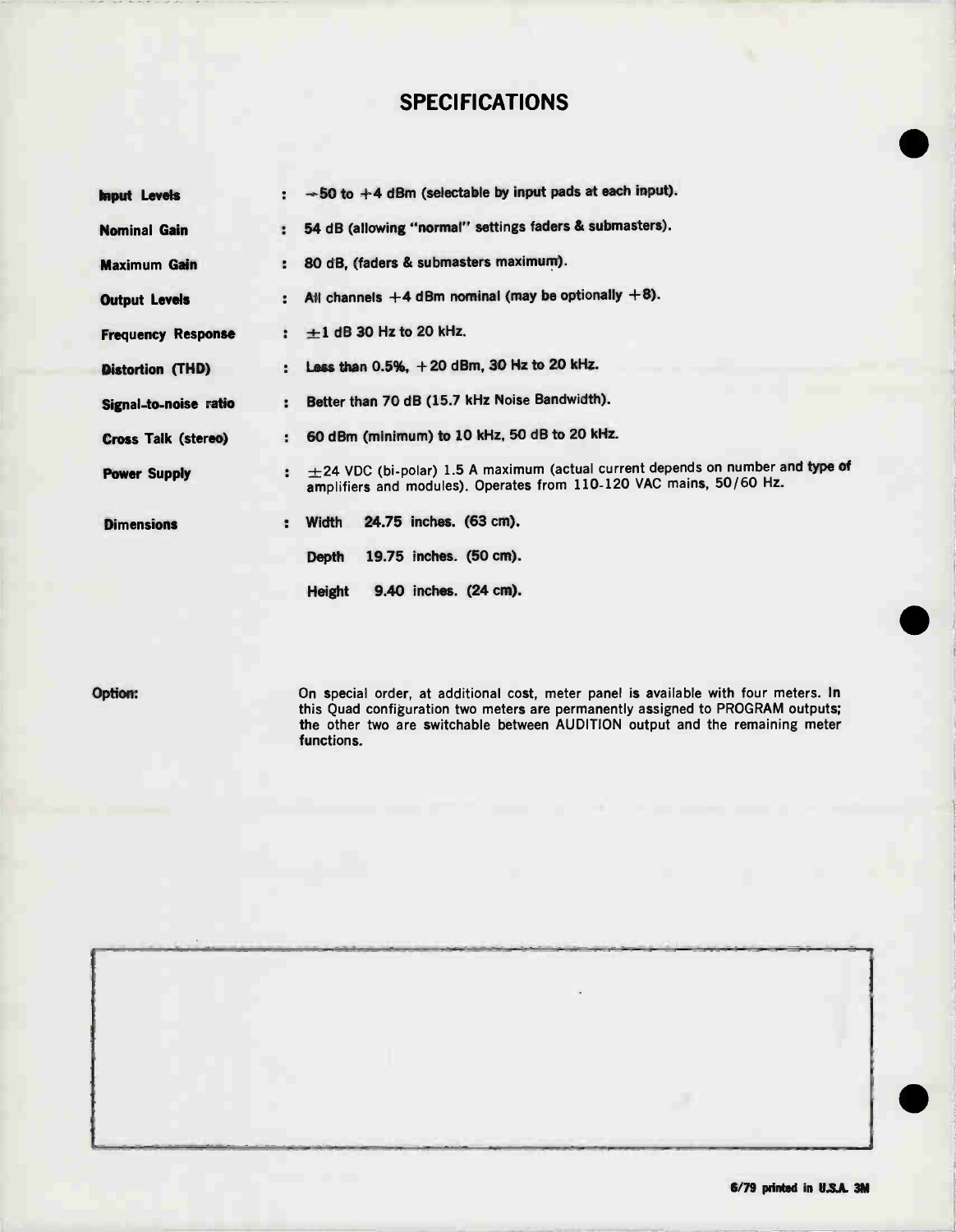## SPECIFICATIONS

| | | |
|---|---|---|
| **Input Levels** | : | −50 to +4 dBm (selectable by input pads at each input). |
| **Nominal Gain** | : | 54 dB (allowing "normal" settings faders & submasters). |
| **Maximum Gain** | : | 80 dB, (faders & submasters maximum). |
| **Output Levels** | : | All channels +4 dBm nominal (may be optionally +8). |
| **Frequency Response** | : | ±1 dB 30 Hz to 20 kHz. |
| **Distortion (THD)** | : | Less than 0.5%, +20 dBm, 30 Hz to 20 kHz. |
| **Signal-to-noise ratio** | : | Better than 70 dB (15.7 kHz Noise Bandwidth). |
| **Cross Talk (stereo)** | : | 60 dBm (minimum) to 10 kHz, 50 dB to 20 kHz. |
| **Power Supply** | : | ±24 VDC (bi-polar) 1.5 A maximum (actual current depends on number and type of amplifiers and modules). Operates from 110-120 VAC mains, 50/60 Hz. |
| **Dimensions** | : | Width 24.75 inches. (63 cm). |
| | | Depth 19.75 inches. (50 cm). |
| | | Height 9.40 inches. (24 cm). |

**Option:** On special order, at additional cost, meter panel is available with four meters. In this Quad configuration two meters are permanently assigned to PROGRAM outputs; the other two are switchable between AUDITION output and the remaining meter functions.

6/79 printed in U.S.A. 3M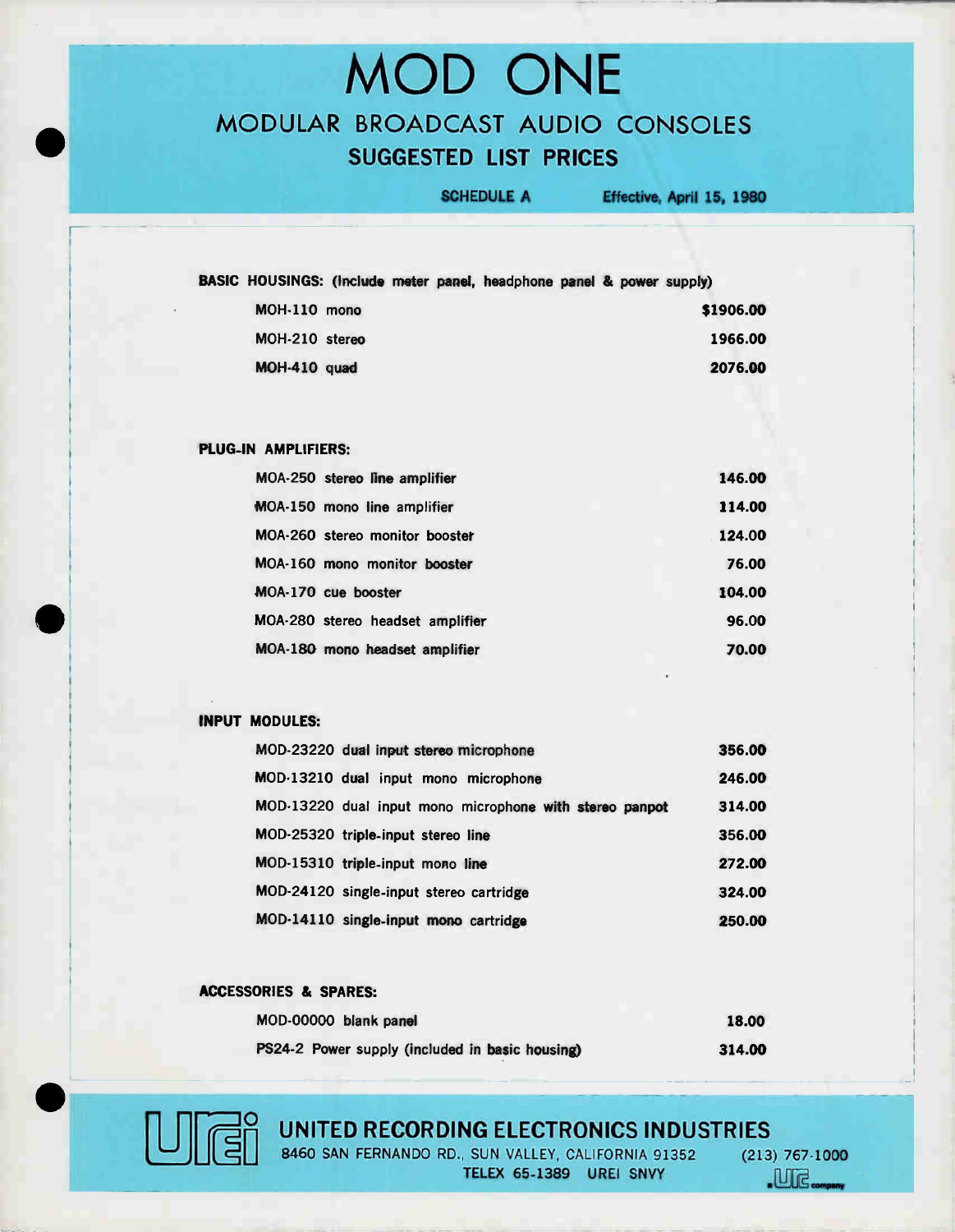# MOD ONE

## MODULAR BROADCAST AUDIO CONSOLES

### SUGGESTED LIST PRICES

**SCHEDULE A** — **Effective, April 15, 1980**

**BASIC HOUSINGS: (Include meter panel, headphone panel & power supply)**

| | |
|---|---|
| MOH-110 mono | $1906.00 |
| MOH-210 stereo | 1966.00 |
| MOH-410 quad | 2076.00 |

**PLUG-IN AMPLIFIERS:**

| | |
|---|---|
| MOA-250 stereo line amplifier | 146.00 |
| MOA-150 mono line amplifier | 114.00 |
| MOA-260 stereo monitor booster | 124.00 |
| MOA-160 mono monitor booster | 76.00 |
| MOA-170 cue booster | 104.00 |
| MOA-280 stereo headset amplifier | 96.00 |
| MOA-180 mono headset amplifier | 70.00 |

**INPUT MODULES:**

| | |
|---|---|
| MOD-23220 dual input stereo microphone | 356.00 |
| MOD-13210 dual input mono microphone | 246.00 |
| MOD-13220 dual input mono microphone with stereo panpot | 314.00 |
| MOD-25320 triple-input stereo line | 356.00 |
| MOD-15310 triple-input mono line | 272.00 |
| MOD-24120 single-input stereo cartridge | 324.00 |
| MOD-14110 single-input mono cartridge | 250.00 |

**ACCESSORIES & SPARES:**

| | |
|---|---|
| MOD-00000 blank panel | 18.00 |
| PS24-2 Power supply (included in basic housing) | 314.00 |

**UNITED RECORDING ELECTRONICS INDUSTRIES**
8460 SAN FERNANDO RD., SUN VALLEY, CALIFORNIA 91352 (213) 767-1000
TELEX 65-1389 UREI SNVY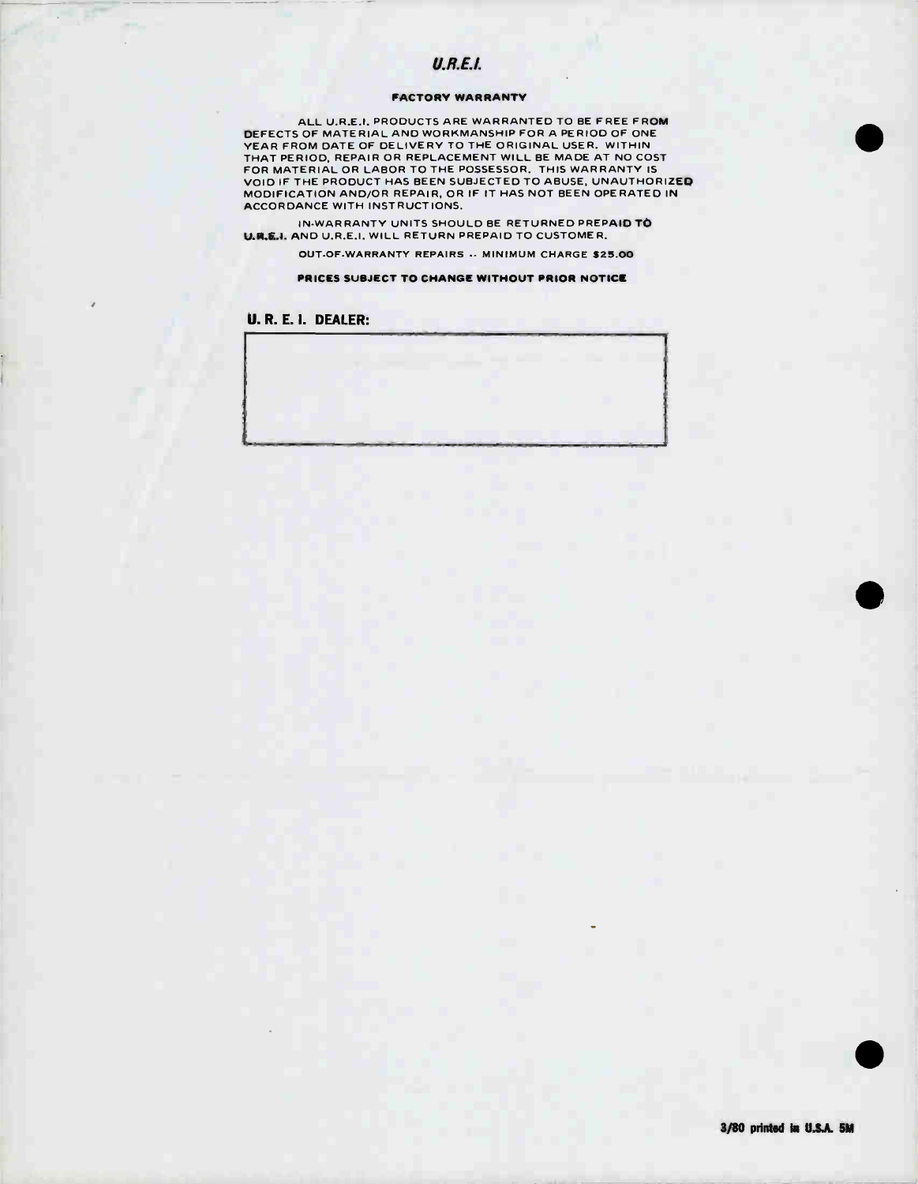# *U.R.E.I.*

## FACTORY WARRANTY

ALL U.R.E.I. PRODUCTS ARE WARRANTED TO BE FREE FROM DEFECTS OF MATERIAL AND WORKMANSHIP FOR A PERIOD OF ONE YEAR FROM DATE OF DELIVERY TO THE ORIGINAL USER. WITHIN THAT PERIOD, REPAIR OR REPLACEMENT WILL BE MADE AT NO COST FOR MATERIAL OR LABOR TO THE POSSESSOR. THIS WARRANTY IS VOID IF THE PRODUCT HAS BEEN SUBJECTED TO ABUSE, UNAUTHORIZED MODIFICATION AND/OR REPAIR, OR IF IT HAS NOT BEEN OPERATED IN ACCORDANCE WITH INSTRUCTIONS.

IN-WARRANTY UNITS SHOULD BE RETURNED PREPAID TO U.R.E.I. AND U.R.E.I. WILL RETURN PREPAID TO CUSTOMER.

OUT-OF-WARRANTY REPAIRS -- MINIMUM CHARGE $25.00

**PRICES SUBJECT TO CHANGE WITHOUT PRIOR NOTICE**

**U. R. E. I. DEALER:**

3/80 printed in U.S.A. 5M